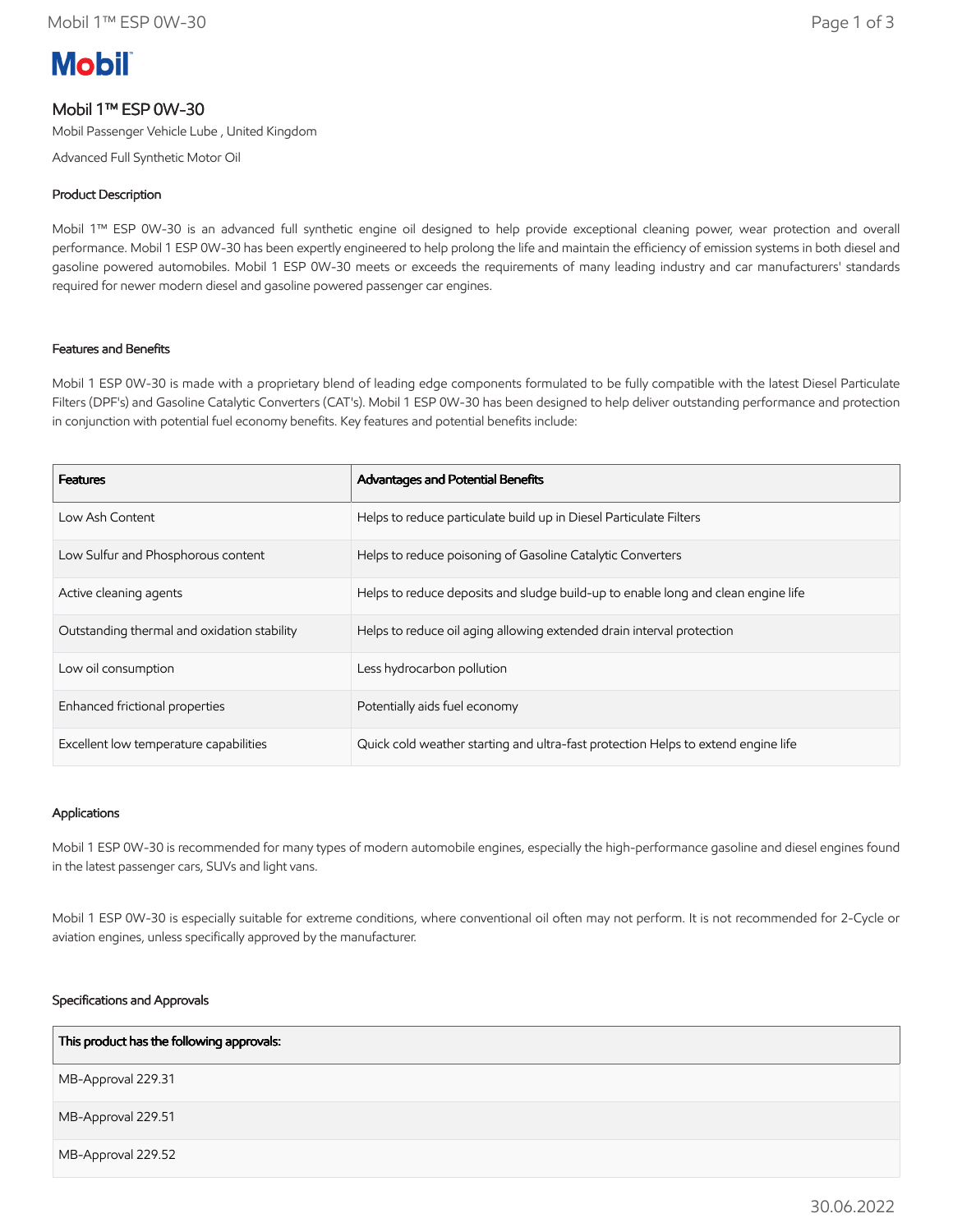# Mobil 1™ ESP 0W-30

Mobil Passenger Vehicle Lube , United Kingdom

Advanced Full Synthetic Motor Oil

## Product Description

Mobil 1™ ESP 0W-30 is an advanced full synthetic engine oil designed to help provide exceptional cleaning power, wear protection and overall performance. Mobil 1 ESP 0W-30 has been expertly engineered to help prolong the life and maintain the efficiency of emission systems in both diesel and gasoline powered automobiles. Mobil 1 ESP 0W-30 meets or exceeds the requirements of many leading industry and car manufacturers' standards required for newer modern diesel and gasoline powered passenger car engines.

## Features and Benefits

Mobil 1 ESP 0W-30 is made with a proprietary blend of leading edge components formulated to be fully compatible with the latest Diesel Particulate Filters (DPF's) and Gasoline Catalytic Converters (CAT's). Mobil 1 ESP 0W-30 has been designed to help deliver outstanding performance and protection in conjunction with potential fuel economy benefits. Key features and potential benefits include:

| Features | Advantages and Potential Benefits |
|---|---|
| Low Ash Content | Helps to reduce particulate build up in Diesel Particulate Filters |
| Low Sulfur and Phosphorous content | Helps to reduce poisoning of Gasoline Catalytic Converters |
| Active cleaning agents | Helps to reduce deposits and sludge build-up to enable long and clean engine life |
| Outstanding thermal and oxidation stability | Helps to reduce oil aging allowing extended drain interval protection |
| Low oil consumption | Less hydrocarbon pollution |
| Enhanced frictional properties | Potentially aids fuel economy |
| Excellent low temperature capabilities | Quick cold weather starting and ultra-fast protection Helps to extend engine life |

## Applications

Mobil 1 ESP 0W-30 is recommended for many types of modern automobile engines, especially the high-performance gasoline and diesel engines found in the latest passenger cars, SUVs and light vans.

Mobil 1 ESP 0W-30 is especially suitable for extreme conditions, where conventional oil often may not perform. It is not recommended for 2-Cycle or aviation engines, unless specifically approved by the manufacturer.

## Specifications and Approvals

| This product has the following approvals: |
|---|
| MB-Approval 229.31 |
| MB-Approval 229.51 |
| MB-Approval 229.52 |

30.06.2022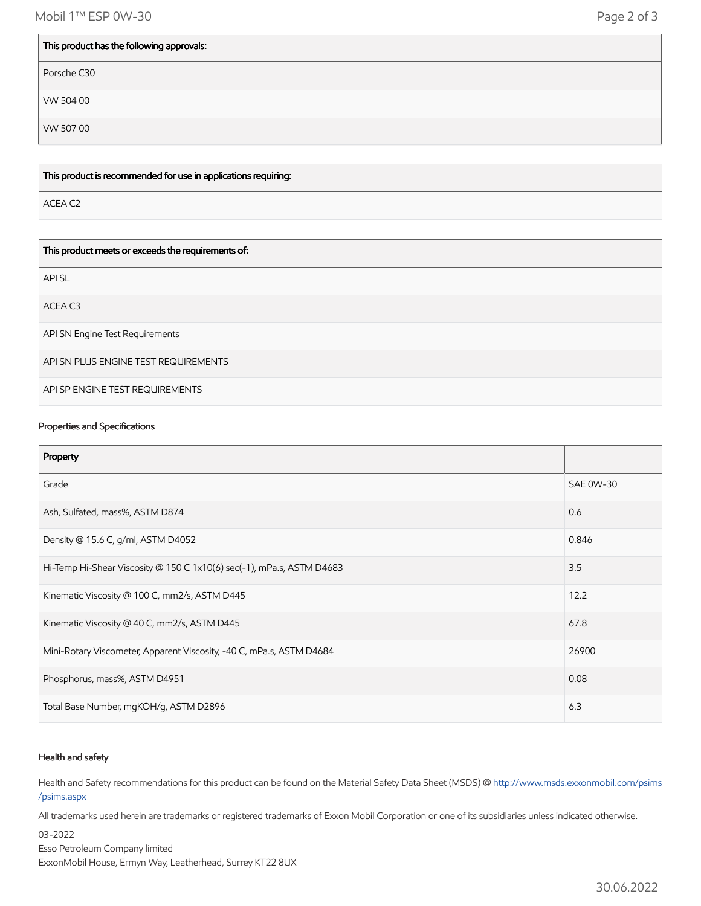| This product has the following approvals: |
| --- |
| Porsche C30 |
| VW 504 00 |
| VW 507 00 |

| This product is recommended for use in applications requiring: |
| --- |
| ACEA C2 |

| This product meets or exceeds the requirements of: |
| --- |
| API SL |
| ACEA C3 |
| API SN Engine Test Requirements |
| API SN PLUS ENGINE TEST REQUIREMENTS |
| API SP ENGINE TEST REQUIREMENTS |

### Properties and Specifications

| Property | |
| --- | --- |
| Grade | SAE 0W-30 |
| Ash, Sulfated, mass%, ASTM D874 | 0.6 |
| Density @ 15.6 C, g/ml, ASTM D4052 | 0.846 |
| Hi-Temp Hi-Shear Viscosity @ 150 C 1x10(6) sec(-1), mPa.s, ASTM D4683 | 3.5 |
| Kinematic Viscosity @ 100 C, mm2/s, ASTM D445 | 12.2 |
| Kinematic Viscosity @ 40 C, mm2/s, ASTM D445 | 67.8 |
| Mini-Rotary Viscometer, Apparent Viscosity, -40 C, mPa.s, ASTM D4684 | 26900 |
| Phosphorus, mass%, ASTM D4951 | 0.08 |
| Total Base Number, mgKOH/g, ASTM D2896 | 6.3 |

### Health and safety

Health and Safety recommendations for this product can be found on the Material Safety Data Sheet (MSDS) @ http://www.msds.exxonmobil.com/psims/psims.aspx

All trademarks used herein are trademarks or registered trademarks of Exxon Mobil Corporation or one of its subsidiaries unless indicated otherwise.

03-2022
Esso Petroleum Company limited
ExxonMobil House, Ermyn Way, Leatherhead, Surrey KT22 8UX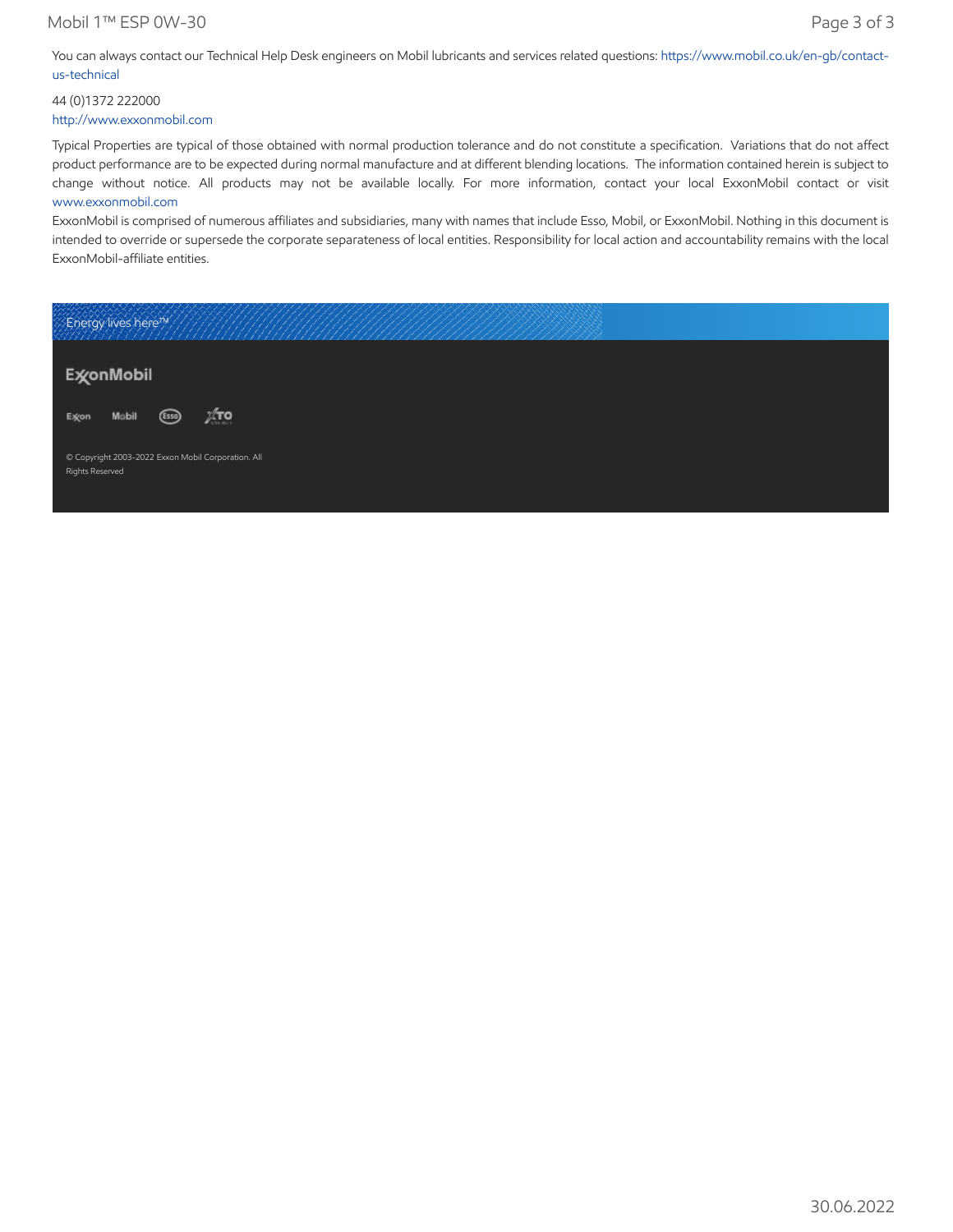You can always contact our Technical Help Desk engineers on Mobil lubricants and services related questions: https://www.mobil.co.uk/en-gb/contact-us-technical

44 (0)1372 222000

http://www.exxonmobil.com

Typical Properties are typical of those obtained with normal production tolerance and do not constitute a specification. Variations that do not affect product performance are to be expected during normal manufacture and at different blending locations. The information contained herein is subject to change without notice. All products may not be available locally. For more information, contact your local ExxonMobil contact or visit www.exxonmobil.com

ExxonMobil is comprised of numerous affiliates and subsidiaries, many with names that include Esso, Mobil, or ExxonMobil. Nothing in this document is intended to override or supersede the corporate separateness of local entities. Responsibility for local action and accountability remains with the local ExxonMobil-affiliate entities.

Energy lives here™

ExxonMobil

Exxon Mobil Esso XTO

© Copyright 2003-2022 Exxon Mobil Corporation. All Rights Reserved

30.06.2022